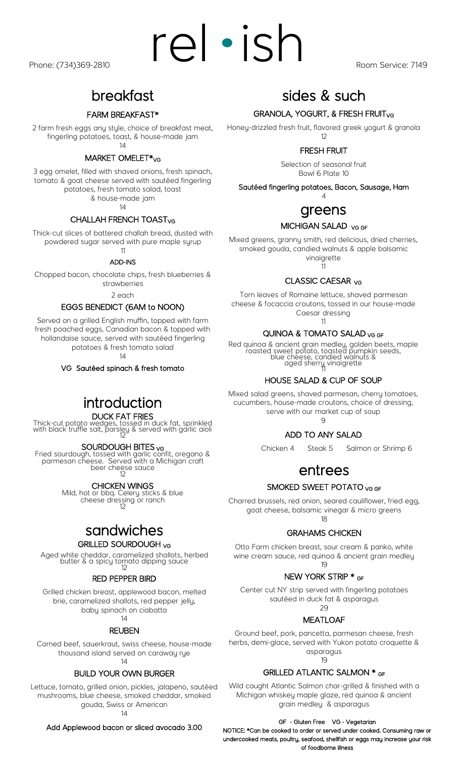# rel • ish

Phone: (734)369-2810

Room Service: 7149

## breakfast

### FARM BREAKFAST*

2 farm fresh eggs any style, choice of breakfast meat, fingerling potatoes, toast, & house-made jam

14

### MARKET OMELET* VG

3 egg omelet, filled with shaved onions, fresh spinach, tomato & goat cheese served with sautéed fingerling potatoes, fresh tomato salad, toast & house-made jam

14

### CHALLAH FRENCH TOAST VG

Thick-cut slices of battered challah bread, dusted with powdered sugar served with pure maple syrup

11

**ADD-INS**

Chopped bacon, chocolate chips, fresh blueberries & strawberries

2 each

### EGGS BENEDICT (6AM to NOON)

Served on a grilled English muffin, topped with farm fresh poached eggs, Canadian bacon & topped with hollandaise sauce, served with sautéed fingerling potatoes & fresh tomato salad

14

**VG Sautéed spinach & fresh tomato**

## introduction

### DUCK FAT FRIES

Thick-cut potato wedges, tossed in duck fat, sprinkled with black truffle salt, parsley & served with garlic aioli

12

### SOURDOUGH BITES VG

Fried sourdough, tossed with garlic confit, oregano & parmesan cheese. Served with a Michigan craft beer cheese sauce

12

### CHICKEN WINGS

Mild, hot or bbq. Celery sticks & blue cheese dressing or ranch

12

## sandwiches

### GRILLED SOURDOUGH VG

Aged white cheddar, caramelized shallots, herbed butter & a spicy tomato dipping sauce

12

### RED PEPPER BIRD

Grilled chicken breast, applewood bacon, melted brie, caramelized shallots, red pepper jelly, baby spinach on ciabatta

14

### REUBEN

Corned beef, sauerkraut, swiss cheese, house-made thousand island served on caraway rye

14

### BUILD YOUR OWN BURGER

Lettuce, tomato, grilled onion, pickles, jalapeno, sautéed mushrooms, blue cheese, smoked cheddar, smoked gouda, Swiss or American

14

**Add Applewood bacon or sliced avocado 3.00**

## sides & such

### GRANOLA, YOGURT, & FRESH FRUIT VG

Honey-drizzled fresh fruit, flavored greek yogurt & granola

12

### FRESH FRUIT

Selection of seasonal fruit

Bowl 6 Plate 10

**Sautéed fingerling potatoes, Bacon, Sausage, Ham**

4

## greens

### MICHIGAN SALAD VG GF

Mixed greens, granny smith, red delicious, dried cherries, smoked gouda, candied walnuts & apple balsamic vinaigrette

11

### CLASSIC CAESAR VG

Torn leaves of Romaine lettuce, shaved parmesan cheese & focaccia croutons, tossed in our house-made Caesar dressing

11

### QUINOA & TOMATO SALAD VG GF

Red quinoa & ancient grain medley, golden beets, maple roasted sweet potato, toasted pumpkin seeds, blue cheese, candied walnuts & aged sherry vinaigrette

11

### HOUSE SALAD & CUP OF SOUP

Mixed salad greens, shaved parmesan, cherry tomatoes, cucumbers, house-made croutons, choice of dressing, serve with our market cup of soup

9

### ADD TO ANY SALAD

Chicken 4 Steak 5 Salmon or Shrimp 6

## entrees

### SMOKED SWEET POTATO VG GF

Charred brussels, red onion, seared cauliflower, fried egg, goat cheese, balsamic vinegar & micro greens

18

### GRAHAMS CHICKEN

Otto Farm chicken breast, sour cream & panko, white wine cream sauce, red quinoa & ancient grain medley

19

### NEW YORK STRIP * GF

Center cut NY strip served with fingerling potatoes sautéed in duck fat & asparagus

29

### MEATLOAF

Ground beef, pork, pancetta, parmesan cheese, fresh herbs, demi-glace, served with Yukon potato croquette & asparagus

19

### GRILLED ATLANTIC SALMON * GF

Wild caught Atlantic Salmon char-grilled & finished with a Michigan whiskey maple glaze, red quinoa & ancient grain medley & asparagus

**GF - Gluten Free VG - Vegetarian**

**NOTICE: *Can be cooked to order or served under cooked. Consuming raw or undercooked meats, poultry, seafood, shellfish or eggs may increase your risk of foodborne illness**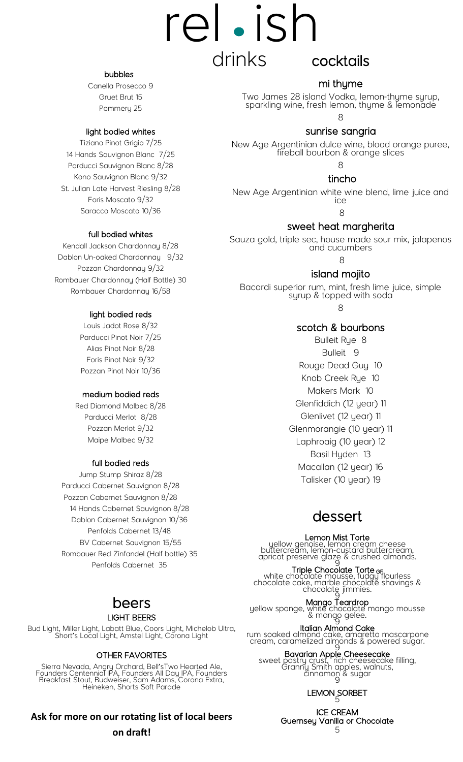# rel • ish

## drinks

### bubbles

Canella Prosecco 9
Gruet Brut 15
Pommery 25

### light bodied whites

Tiziano Pinot Grigio 7/25
14 Hands Sauvignon Blanc 7/25
Parducci Sauvignon Blanc 8/28
Kono Sauvignon Blanc 9/32
St. Julian Late Harvest Riesling 8/28
Foris Moscato 9/32
Saracco Moscato 10/36

### full bodied whites

Kendall Jackson Chardonnay 8/28
Dablon Un-oaked Chardonnay 9/32
Pozzan Chardonnay 9/32
Rombauer Chardonnay (Half Bottle) 30
Rombauer Chardonnay 16/58

### light bodied reds

Louis Jadot Rose 8/32
Parducci Pinot Noir 7/25
Alias Pinot Noir 8/28
Foris Pinot Noir 9/32
Pozzan Pinot Noir 10/36

### medium bodied reds

Red Diamond Malbec 8/28
Parducci Merlot 8/28
Pozzan Merlot 9/32
Maipe Malbec 9/32

### full bodied reds

Jump Stump Shiraz 8/28
Parducci Cabernet Sauvignon 8/28
Pozzan Cabernet Sauvignon 8/28
14 Hands Cabernet Sauvignon 8/28
Dablon Cabernet Sauvignon 10/36
Penfolds Cabernet 13/48
BV Cabernet Sauvignon 15/55
Rombauer Red Zinfandel (Half bottle) 35
Penfolds Cabernet 35

## beers

### LIGHT BEERS

Bud Light, Miller Light, Labatt Blue, Coors Light, Michelob Ultra, Short's Local Light, Amstel Light, Corona Light

### OTHER FAVORITES

Sierra Nevada, Angry Orchard, Bell'sTwo Hearted Ale, Founders Centennial IPA, Founders All Day IPA, Founders Breakfast Stout, Budweiser, Sam Adams, Corona Extra, Heineken, Shorts Soft Parade

**Ask for more on our rotating list of local beers on draft!**

## cocktails

### mi thyme

Two James 28 island Vodka, lemon-thyme syrup, sparkling wine, fresh lemon, thyme & lemonade

8

### sunrise sangria

New Age Argentinian dulce wine, blood orange puree, fireball bourbon & orange slices

8

### tincho

New Age Argentinian white wine blend, lime juice and ice

8

### sweet heat margherita

Sauza gold, triple sec, house made sour mix, jalapenos and cucumbers

8

### island mojito

Bacardi superior rum, mint, fresh lime juice, simple syrup & topped with soda

8

### scotch & bourbons

Bulleit Rye 8
Bulleit 9
Rouge Dead Guy 10
Knob Creek Rye 10
Makers Mark 10
Glenfiddich (12 year) 11
Glenlivet (12 year) 11
Glenmorangie (10 year) 11
Laphroaig (10 year) 12
Basil Hyden 13
Macallan (12 year) 16
Talisker (10 year) 19

## dessert

**Lemon Mist Torte**
yellow genoise, lemon cream cheese buttercream, lemon-custard buttercream, apricot preserve glaze & crushed almonds.
9

**Triple Chocolate Torte** GF
white chocolate mousse, fudgy flourless chocolate cake, marble chocolate shavings & chocolate jimmies.
9

**Mango Teardrop**
yellow sponge, white chocolate mango mousse & mango gelee.
9

**Italian Almond Cake**
rum soaked almond cake, amaretto mascarpone cream, caramelized almonds & powered sugar.
9

**Bavarian Apple Cheesecake**
sweet pastry crust, rich cheesecake filling, Granny Smith apples, walnuts, cinnamon & sugar
9

**LEMON SORBET**
5

**ICE CREAM**
Guernsey Vanilla or Chocolate
5